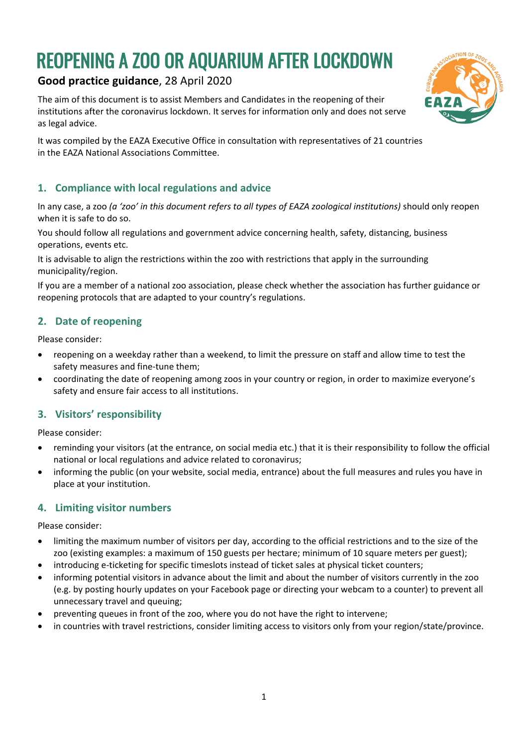# REOPENING A ZOO OR AQUARIUM AFTER LOCKDOWN

**Good practice guidance**, 28 April 2020

The aim of this document is to assist Members and Candidates in the reopening of their institutions after the coronavirus lockdown. It serves for information only and does not serve as legal advice.

It was compiled by the EAZA Executive Office in consultation with representatives of 21 countries in the EAZA National Associations Committee.

## 1. Compliance with local regulations and advice

In any case, a zoo *(a 'zoo' in this document refers to all types of EAZA zoological institutions)* should only reopen when it is safe to do so.

You should follow all regulations and government advice concerning health, safety, distancing, business operations, events etc.

It is advisable to align the restrictions within the zoo with restrictions that apply in the surrounding municipality/region.

If you are a member of a national zoo association, please check whether the association has further guidance or reopening protocols that are adapted to your country's regulations.

## 2. Date of reopening

Please consider:

- reopening on a weekday rather than a weekend, to limit the pressure on staff and allow time to test the safety measures and fine-tune them;
- coordinating the date of reopening among zoos in your country or region, in order to maximize everyone's safety and ensure fair access to all institutions.

## 3. Visitors' responsibility

Please consider:

- reminding your visitors (at the entrance, on social media etc.) that it is their responsibility to follow the official national or local regulations and advice related to coronavirus;
- informing the public (on your website, social media, entrance) about the full measures and rules you have in place at your institution.

## 4. Limiting visitor numbers

Please consider:

- limiting the maximum number of visitors per day, according to the official restrictions and to the size of the zoo (existing examples: a maximum of 150 guests per hectare; minimum of 10 square meters per guest);
- introducing e-ticketing for specific timeslots instead of ticket sales at physical ticket counters;
- informing potential visitors in advance about the limit and about the number of visitors currently in the zoo (e.g. by posting hourly updates on your Facebook page or directing your webcam to a counter) to prevent all unnecessary travel and queuing;
- preventing queues in front of the zoo, where you do not have the right to intervene;
- in countries with travel restrictions, consider limiting access to visitors only from your region/state/province.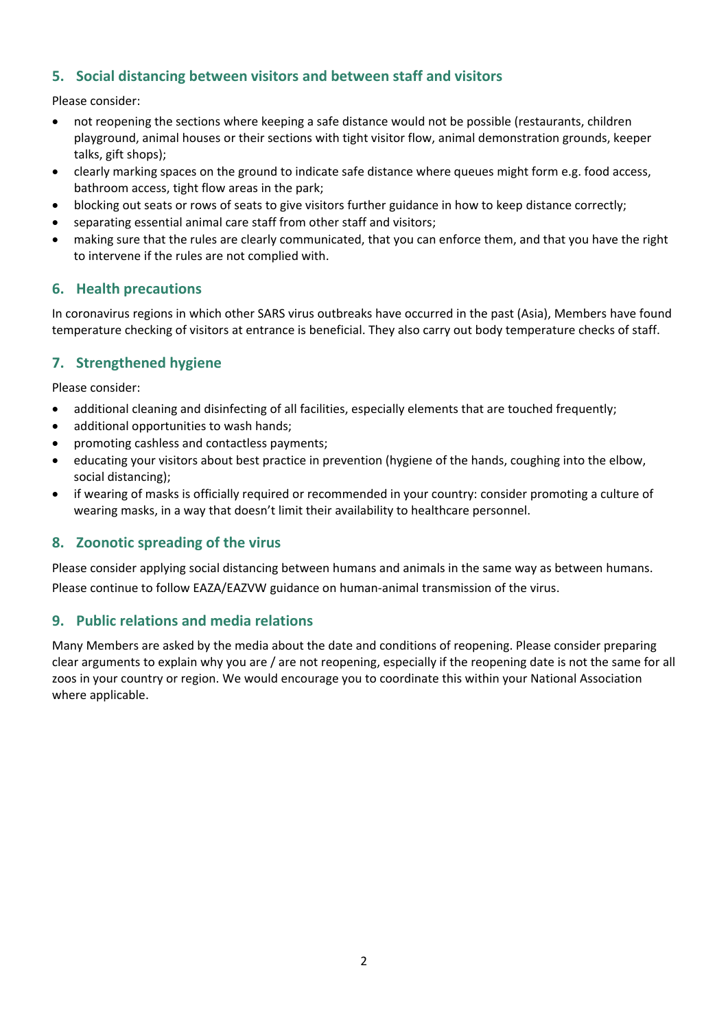## 5. Social distancing between visitors and between staff and visitors

Please consider:

- not reopening the sections where keeping a safe distance would not be possible (restaurants, children playground, animal houses or their sections with tight visitor flow, animal demonstration grounds, keeper talks, gift shops);
- clearly marking spaces on the ground to indicate safe distance where queues might form e.g. food access, bathroom access, tight flow areas in the park;
- blocking out seats or rows of seats to give visitors further guidance in how to keep distance correctly;
- separating essential animal care staff from other staff and visitors;
- making sure that the rules are clearly communicated, that you can enforce them, and that you have the right to intervene if the rules are not complied with.

## 6. Health precautions

In coronavirus regions in which other SARS virus outbreaks have occurred in the past (Asia), Members have found temperature checking of visitors at entrance is beneficial. They also carry out body temperature checks of staff.

## 7. Strengthened hygiene

Please consider:

- additional cleaning and disinfecting of all facilities, especially elements that are touched frequently;
- additional opportunities to wash hands;
- promoting cashless and contactless payments;
- educating your visitors about best practice in prevention (hygiene of the hands, coughing into the elbow, social distancing);
- if wearing of masks is officially required or recommended in your country: consider promoting a culture of wearing masks, in a way that doesn't limit their availability to healthcare personnel.

## 8. Zoonotic spreading of the virus

Please consider applying social distancing between humans and animals in the same way as between humans.
Please continue to follow EAZA/EAZVW guidance on human-animal transmission of the virus.

## 9. Public relations and media relations

Many Members are asked by the media about the date and conditions of reopening. Please consider preparing clear arguments to explain why you are / are not reopening, especially if the reopening date is not the same for all zoos in your country or region. We would encourage you to coordinate this within your National Association where applicable.